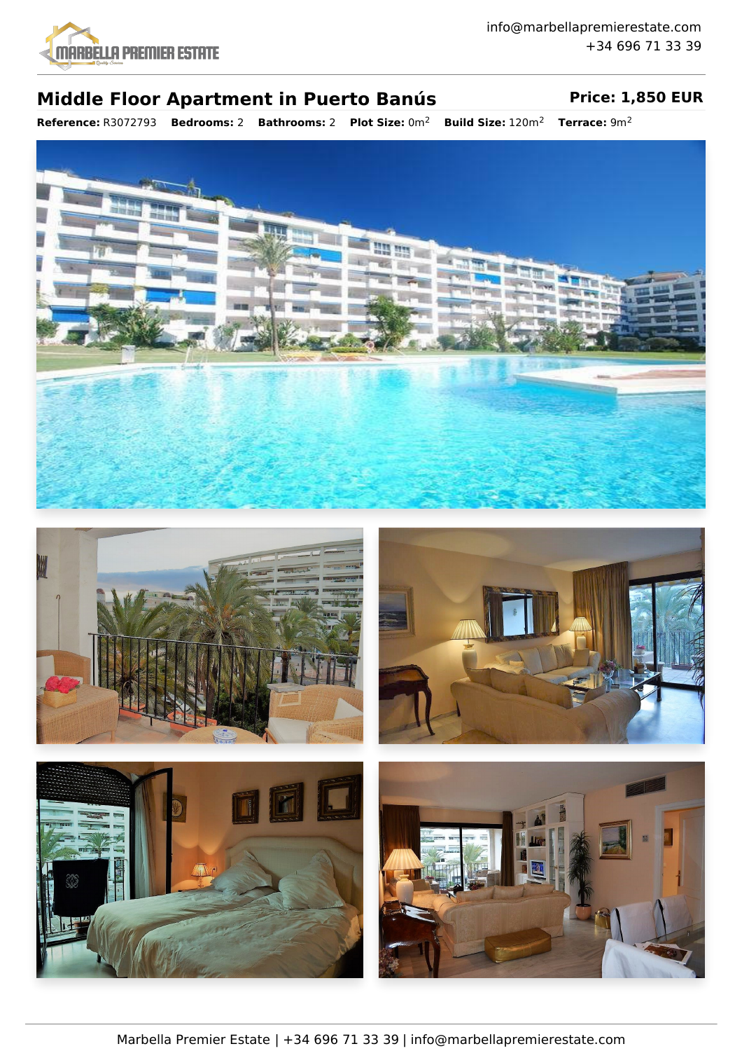info@marbellapremierestate.com
+34 696 71 33 39

# Middle Floor Apartment in Puerto Banús

**Price: 1,850 EUR**

**Reference:** R3072793 **Bedrooms:** 2 **Bathrooms:** 2 **Plot Size:** 0m$^2$ **Build Size:** 120m$^2$ **Terrace:** 9m$^2$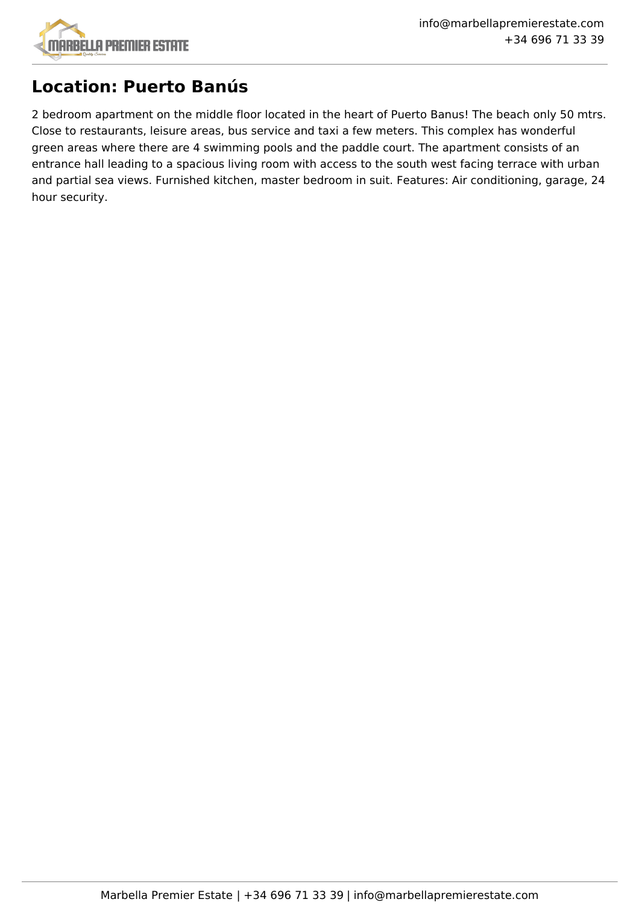## Location: Puerto Banús

2 bedroom apartment on the middle floor located in the heart of Puerto Banus! The beach only 50 mtrs. Close to restaurants, leisure areas, bus service and taxi a few meters. This complex has wonderful green areas where there are 4 swimming pools and the paddle court. The apartment consists of an entrance hall leading to a spacious living room with access to the south west facing terrace with urban and partial sea views. Furnished kitchen, master bedroom in suit. Features: Air conditioning, garage, 24 hour security.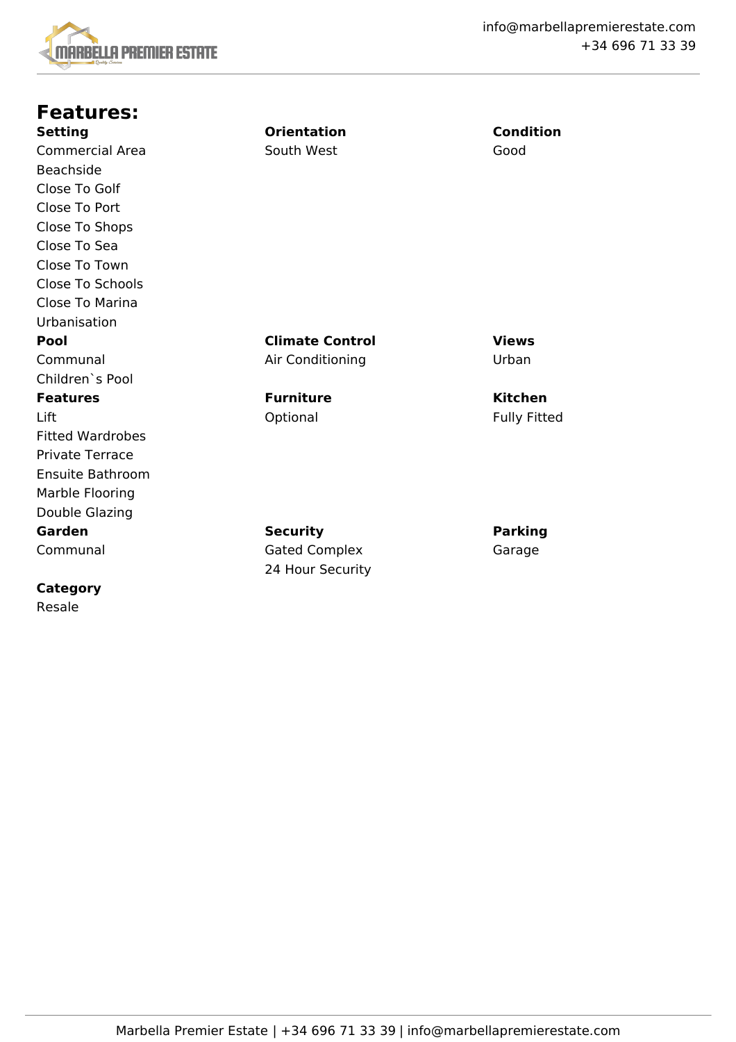## Features:

**Setting**
Commercial Area
Beachside
Close To Golf
Close To Port
Close To Shops
Close To Sea
Close To Town
Close To Schools
Close To Marina
Urbanisation

**Orientation**
South West

**Condition**
Good

**Pool**
Communal
Children`s Pool

**Climate Control**
Air Conditioning

**Views**
Urban

**Features**
Lift
Fitted Wardrobes
Private Terrace
Ensuite Bathroom
Marble Flooring
Double Glazing

**Furniture**
Optional

**Kitchen**
Fully Fitted

**Garden**
Communal

**Security**
Gated Complex
24 Hour Security

**Parking**
Garage

**Category**
Resale